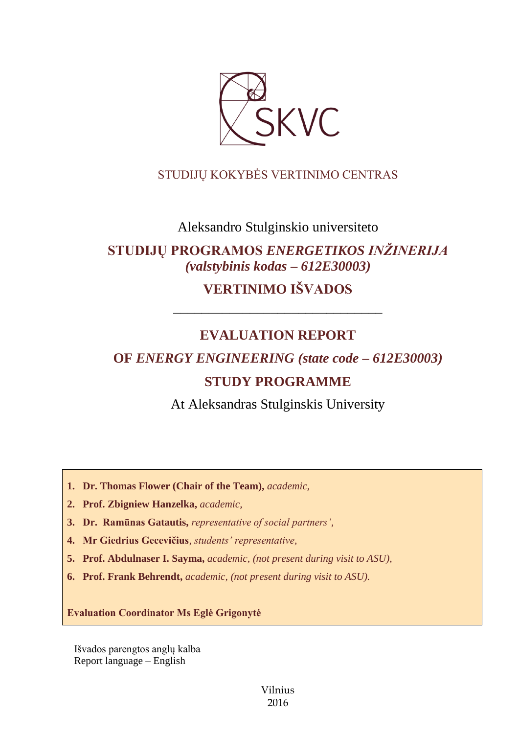SKVC

STUDIJŲ KOKYBĖS VERTINIMO CENTRAS

Aleksandro Stulginskio universiteto

# STUDIJŲ PROGRAMOS *ENERGETIKOS INŽINERIJA (valstybinis kodas – 612E30003)*

# VERTINIMO IŠVADOS

---

# EVALUATION REPORT

# OF *ENERGY ENGINEERING (state code – 612E30003)*

# STUDY PROGRAMME

At Aleksandras Stulginskis University

1. **Dr. Thomas Flower (Chair of the Team),** *academic,*
2. **Prof. Zbigniew Hanzelka,** *academic,*
3. **Dr. Ramūnas Gatautis,** *representative of social partners',*
4. **Mr Giedrius Gecevičius**, *students' representative,*
5. **Prof. Abdulnaser I. Sayma,** *academic, (not present during visit to ASU),*
6. **Prof. Frank Behrendt,** *academic, (not present during visit to ASU).*

**Evaluation Coordinator Ms Eglė Grigonytė**

Išvados parengtos anglų kalba
Report language – English

Vilnius
2016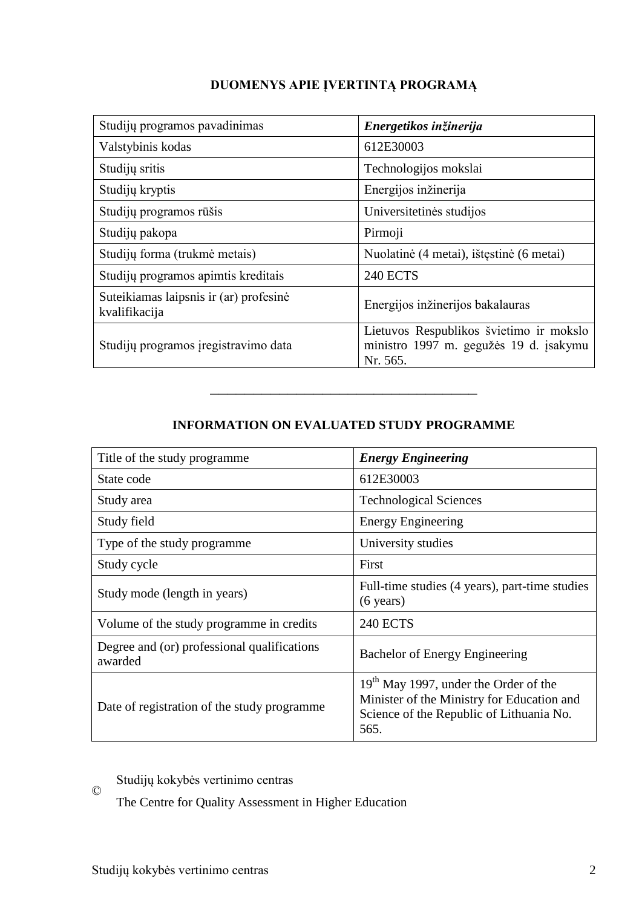## DUOMENYS APIE ĮVERTINTĄ PROGRAMĄ

| Studijų programos pavadinimas | ***Energetikos inžinerija*** |
|---|---|
| Valstybinis kodas | 612E30003 |
| Studijų sritis | Technologijos mokslai |
| Studijų kryptis | Energijos inžinerija |
| Studijų programos rūšis | Universitetinės studijos |
| Studijų pakopa | Pirmoji |
| Studijų forma (trukmė metais) | Nuolatinė (4 metai), ištęstinė (6 metai) |
| Studijų programos apimtis kreditais | 240 ECTS |
| Suteikiamas laipsnis ir (ar) profesinė kvalifikacija | Energijos inžinerijos bakalauras |
| Studijų programos įregistravimo data | Lietuvos Respublikos švietimo ir mokslo ministro 1997 m. gegužės 19 d. įsakymu Nr. 565. |

---

## INFORMATION ON EVALUATED STUDY PROGRAMME

| Title of the study programme | ***Energy Engineering*** |
|---|---|
| State code | 612E30003 |
| Study area | Technological Sciences |
| Study field | Energy Engineering |
| Type of the study programme | University studies |
| Study cycle | First |
| Study mode (length in years) | Full-time studies (4 years), part-time studies (6 years) |
| Volume of the study programme in credits | 240 ECTS |
| Degree and (or) professional qualifications awarded | Bachelor of Energy Engineering |
| Date of registration of the study programme | 19th May 1997, under the Order of the Minister of the Ministry for Education and Science of the Republic of Lithuania No. 565. |

© Studijų kokybės vertinimo centras
The Centre for Quality Assessment in Higher Education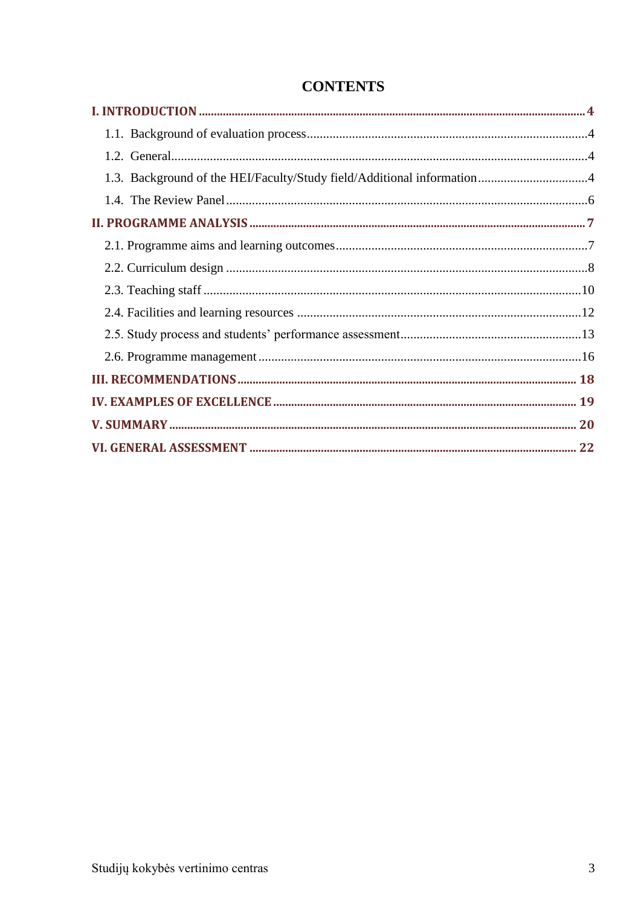# CONTENTS

| | |
|---|---|
| **I. INTRODUCTION** | **4** |
| 1.1. Background of evaluation process | 4 |
| 1.2. General | 4 |
| 1.3. Background of the HEI/Faculty/Study field/Additional information | 4 |
| 1.4. The Review Panel | 6 |
| **II. PROGRAMME ANALYSIS** | **7** |
| 2.1. Programme aims and learning outcomes | 7 |
| 2.2. Curriculum design | 8 |
| 2.3. Teaching staff | 10 |
| 2.4. Facilities and learning resources | 12 |
| 2.5. Study process and students' performance assessment | 13 |
| 2.6. Programme management | 16 |
| **III. RECOMMENDATIONS** | **18** |
| **IV. EXAMPLES OF EXCELLENCE** | **19** |
| **V. SUMMARY** | **20** |
| **VI. GENERAL ASSESSMENT** | **22** |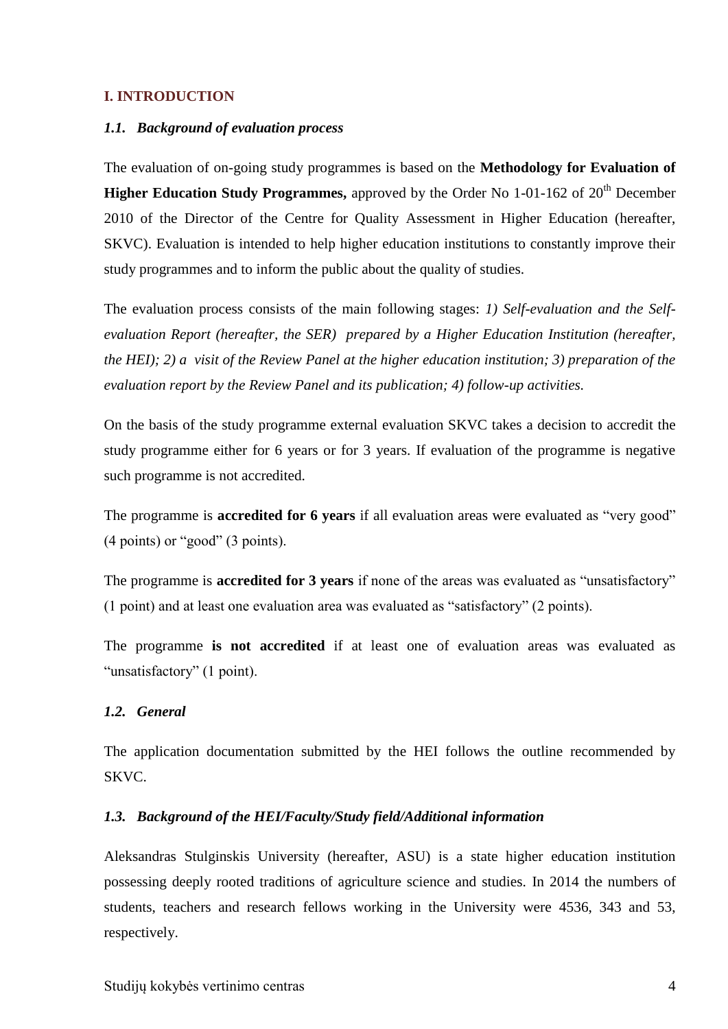## I. INTRODUCTION

### *1.1. Background of evaluation process*

The evaluation of on-going study programmes is based on the **Methodology for Evaluation of Higher Education Study Programmes,** approved by the Order No 1-01-162 of 20th December 2010 of the Director of the Centre for Quality Assessment in Higher Education (hereafter, SKVC). Evaluation is intended to help higher education institutions to constantly improve their study programmes and to inform the public about the quality of studies.

The evaluation process consists of the main following stages: *1) Self-evaluation and the Self-evaluation Report (hereafter, the SER) prepared by a Higher Education Institution (hereafter, the HEI); 2) a visit of the Review Panel at the higher education institution; 3) preparation of the evaluation report by the Review Panel and its publication; 4) follow-up activities.*

On the basis of the study programme external evaluation SKVC takes a decision to accredit the study programme either for 6 years or for 3 years. If evaluation of the programme is negative such programme is not accredited.

The programme is **accredited for 6 years** if all evaluation areas were evaluated as “very good” (4 points) or “good” (3 points).

The programme is **accredited for 3 years** if none of the areas was evaluated as “unsatisfactory” (1 point) and at least one evaluation area was evaluated as “satisfactory” (2 points).

The programme **is not accredited** if at least one of evaluation areas was evaluated as “unsatisfactory” (1 point).

### *1.2. General*

The application documentation submitted by the HEI follows the outline recommended by SKVC.

### *1.3. Background of the HEI/Faculty/Study field/Additional information*

Aleksandras Stulginskis University (hereafter, ASU) is a state higher education institution possessing deeply rooted traditions of agriculture science and studies. In 2014 the numbers of students, teachers and research fellows working in the University were 4536, 343 and 53, respectively.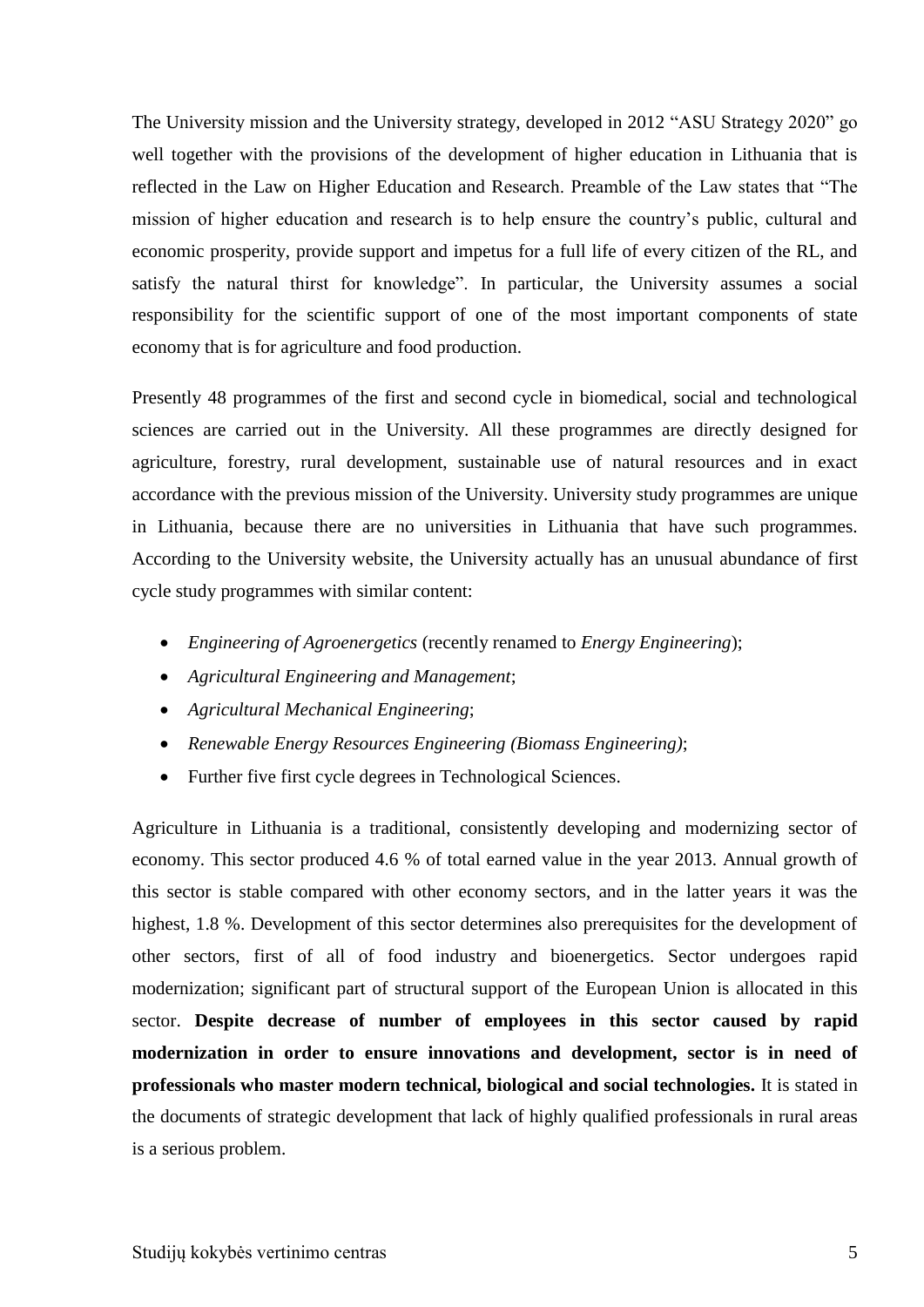The University mission and the University strategy, developed in 2012 “ASU Strategy 2020” go well together with the provisions of the development of higher education in Lithuania that is reflected in the Law on Higher Education and Research. Preamble of the Law states that “The mission of higher education and research is to help ensure the country’s public, cultural and economic prosperity, provide support and impetus for a full life of every citizen of the RL, and satisfy the natural thirst for knowledge”. In particular, the University assumes a social responsibility for the scientific support of one of the most important components of state economy that is for agriculture and food production.

Presently 48 programmes of the first and second cycle in biomedical, social and technological sciences are carried out in the University. All these programmes are directly designed for agriculture, forestry, rural development, sustainable use of natural resources and in exact accordance with the previous mission of the University. University study programmes are unique in Lithuania, because there are no universities in Lithuania that have such programmes. According to the University website, the University actually has an unusual abundance of first cycle study programmes with similar content:

- *Engineering of Agroenergetics* (recently renamed to *Energy Engineering*);
- *Agricultural Engineering and Management*;
- *Agricultural Mechanical Engineering*;
- *Renewable Energy Resources Engineering (Biomass Engineering)*;
- Further five first cycle degrees in Technological Sciences.

Agriculture in Lithuania is a traditional, consistently developing and modernizing sector of economy. This sector produced 4.6 % of total earned value in the year 2013. Annual growth of this sector is stable compared with other economy sectors, and in the latter years it was the highest, 1.8 %. Development of this sector determines also prerequisites for the development of other sectors, first of all of food industry and bioenergetics. Sector undergoes rapid modernization; significant part of structural support of the European Union is allocated in this sector. **Despite decrease of number of employees in this sector caused by rapid modernization in order to ensure innovations and development, sector is in need of professionals who master modern technical, biological and social technologies.** It is stated in the documents of strategic development that lack of highly qualified professionals in rural areas is a serious problem.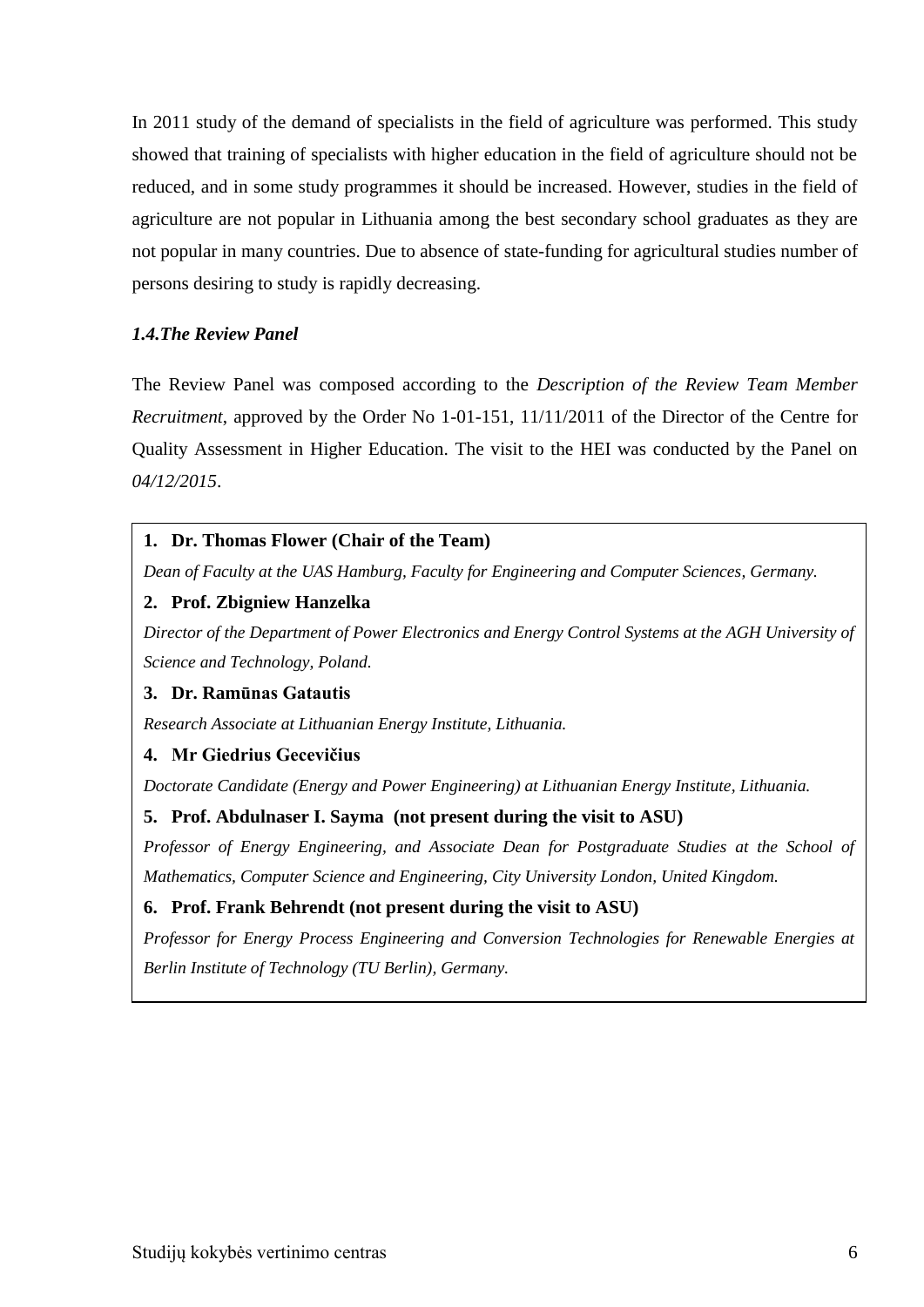In 2011 study of the demand of specialists in the field of agriculture was performed. This study showed that training of specialists with higher education in the field of agriculture should not be reduced, and in some study programmes it should be increased. However, studies in the field of agriculture are not popular in Lithuania among the best secondary school graduates as they are not popular in many countries. Due to absence of state-funding for agricultural studies number of persons desiring to study is rapidly decreasing.

### *1.4.The Review Panel*

The Review Panel was composed according to the *Description of the Review Team Member Recruitment*, approved by the Order No 1-01-151, 11/11/2011 of the Director of the Centre for Quality Assessment in Higher Education. The visit to the HEI was conducted by the Panel on *04/12/2015*.

1. **Dr. Thomas Flower (Chair of the Team)**
   *Dean of Faculty at the UAS Hamburg, Faculty for Engineering and Computer Sciences, Germany.*
2. **Prof. Zbigniew Hanzelka**
   *Director of the Department of Power Electronics and Energy Control Systems at the AGH University of Science and Technology, Poland.*
3. **Dr. Ramūnas Gatautis**
   *Research Associate at Lithuanian Energy Institute, Lithuania.*
4. **Mr Giedrius Gecevičius**
   *Doctorate Candidate (Energy and Power Engineering) at Lithuanian Energy Institute, Lithuania.*
5. **Prof. Abdulnaser I. Sayma (not present during the visit to ASU)**
   *Professor of Energy Engineering, and Associate Dean for Postgraduate Studies at the School of Mathematics, Computer Science and Engineering, City University London, United Kingdom.*
6. **Prof. Frank Behrendt (not present during the visit to ASU)**
   *Professor for Energy Process Engineering and Conversion Technologies for Renewable Energies at Berlin Institute of Technology (TU Berlin), Germany.*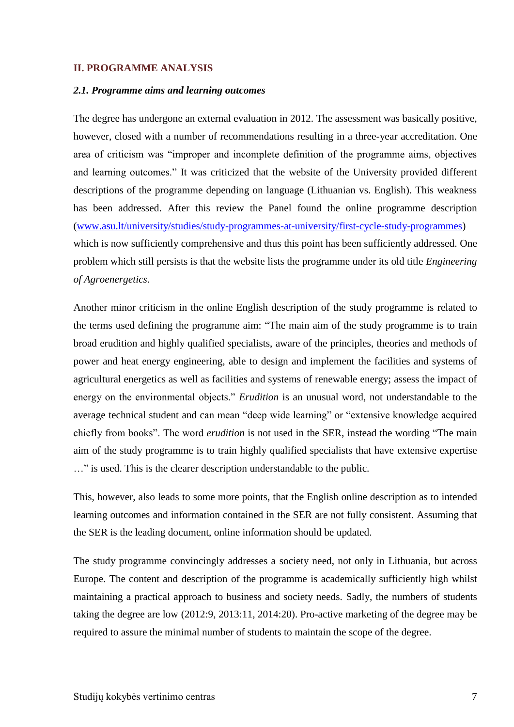## II. PROGRAMME ANALYSIS

### *2.1. Programme aims and learning outcomes*

The degree has undergone an external evaluation in 2012. The assessment was basically positive, however, closed with a number of recommendations resulting in a three-year accreditation. One area of criticism was "improper and incomplete definition of the programme aims, objectives and learning outcomes." It was criticized that the website of the University provided different descriptions of the programme depending on language (Lithuanian vs. English). This weakness has been addressed. After this review the Panel found the online programme description ([www.asu.lt/university/studies/study-programmes-at-university/first-cycle-study-programmes](www.asu.lt/university/studies/study-programmes-at-university/first-cycle-study-programmes)) which is now sufficiently comprehensive and thus this point has been sufficiently addressed. One problem which still persists is that the website lists the programme under its old title *Engineering of Agroenergetics*.

Another minor criticism in the online English description of the study programme is related to the terms used defining the programme aim: "The main aim of the study programme is to train broad erudition and highly qualified specialists, aware of the principles, theories and methods of power and heat energy engineering, able to design and implement the facilities and systems of agricultural energetics as well as facilities and systems of renewable energy; assess the impact of energy on the environmental objects." *Erudition* is an unusual word, not understandable to the average technical student and can mean "deep wide learning" or "extensive knowledge acquired chiefly from books". The word *erudition* is not used in the SER, instead the wording "The main aim of the study programme is to train highly qualified specialists that have extensive expertise …" is used. This is the clearer description understandable to the public.

This, however, also leads to some more points, that the English online description as to intended learning outcomes and information contained in the SER are not fully consistent. Assuming that the SER is the leading document, online information should be updated.

The study programme convincingly addresses a society need, not only in Lithuania, but across Europe. The content and description of the programme is academically sufficiently high whilst maintaining a practical approach to business and society needs. Sadly, the numbers of students taking the degree are low (2012:9, 2013:11, 2014:20). Pro-active marketing of the degree may be required to assure the minimal number of students to maintain the scope of the degree.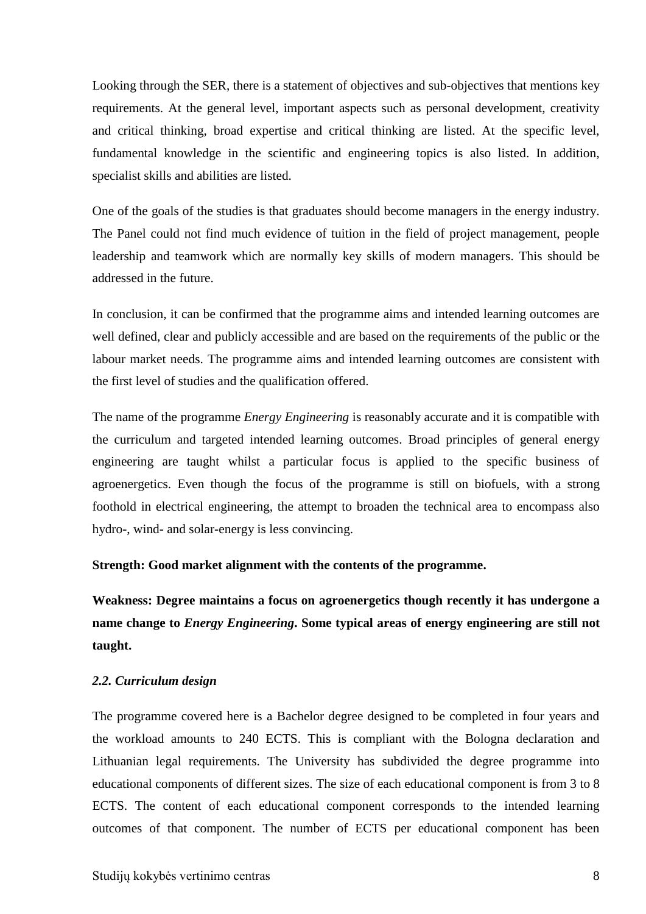Looking through the SER, there is a statement of objectives and sub-objectives that mentions key requirements. At the general level, important aspects such as personal development, creativity and critical thinking, broad expertise and critical thinking are listed. At the specific level, fundamental knowledge in the scientific and engineering topics is also listed. In addition, specialist skills and abilities are listed.

One of the goals of the studies is that graduates should become managers in the energy industry. The Panel could not find much evidence of tuition in the field of project management, people leadership and teamwork which are normally key skills of modern managers. This should be addressed in the future.

In conclusion, it can be confirmed that the programme aims and intended learning outcomes are well defined, clear and publicly accessible and are based on the requirements of the public or the labour market needs. The programme aims and intended learning outcomes are consistent with the first level of studies and the qualification offered.

The name of the programme *Energy Engineering* is reasonably accurate and it is compatible with the curriculum and targeted intended learning outcomes. Broad principles of general energy engineering are taught whilst a particular focus is applied to the specific business of agroenergetics. Even though the focus of the programme is still on biofuels, with a strong foothold in electrical engineering, the attempt to broaden the technical area to encompass also hydro-, wind- and solar-energy is less convincing.

**Strength: Good market alignment with the contents of the programme.**

**Weakness: Degree maintains a focus on agroenergetics though recently it has undergone a name change to *Energy Engineering*. Some typical areas of energy engineering are still not taught.**

### *2.2. Curriculum design*

The programme covered here is a Bachelor degree designed to be completed in four years and the workload amounts to 240 ECTS. This is compliant with the Bologna declaration and Lithuanian legal requirements. The University has subdivided the degree programme into educational components of different sizes. The size of each educational component is from 3 to 8 ECTS. The content of each educational component corresponds to the intended learning outcomes of that component. The number of ECTS per educational component has been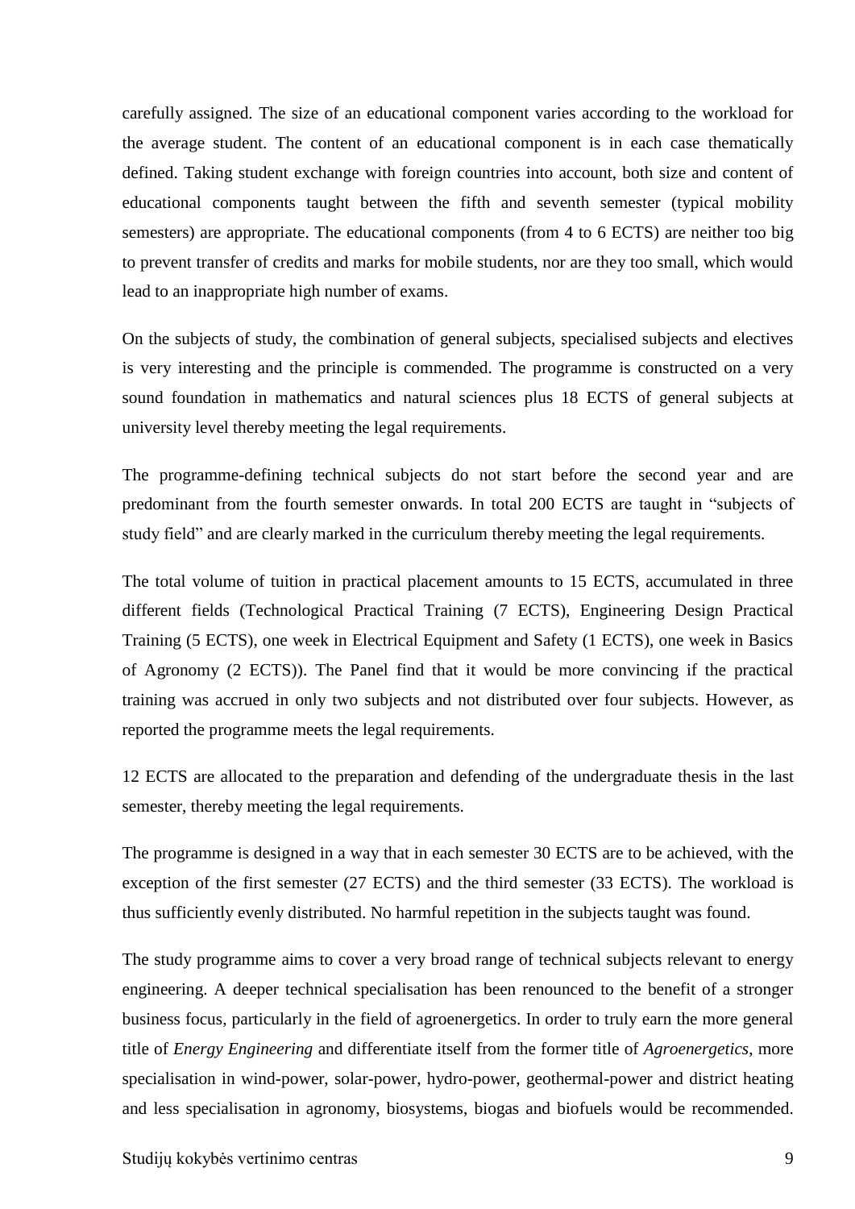carefully assigned. The size of an educational component varies according to the workload for the average student. The content of an educational component is in each case thematically defined. Taking student exchange with foreign countries into account, both size and content of educational components taught between the fifth and seventh semester (typical mobility semesters) are appropriate. The educational components (from 4 to 6 ECTS) are neither too big to prevent transfer of credits and marks for mobile students, nor are they too small, which would lead to an inappropriate high number of exams.

On the subjects of study, the combination of general subjects, specialised subjects and electives is very interesting and the principle is commended. The programme is constructed on a very sound foundation in mathematics and natural sciences plus 18 ECTS of general subjects at university level thereby meeting the legal requirements.

The programme-defining technical subjects do not start before the second year and are predominant from the fourth semester onwards. In total 200 ECTS are taught in "subjects of study field" and are clearly marked in the curriculum thereby meeting the legal requirements.

The total volume of tuition in practical placement amounts to 15 ECTS, accumulated in three different fields (Technological Practical Training (7 ECTS), Engineering Design Practical Training (5 ECTS), one week in Electrical Equipment and Safety (1 ECTS), one week in Basics of Agronomy (2 ECTS)). The Panel find that it would be more convincing if the practical training was accrued in only two subjects and not distributed over four subjects. However, as reported the programme meets the legal requirements.

12 ECTS are allocated to the preparation and defending of the undergraduate thesis in the last semester, thereby meeting the legal requirements.

The programme is designed in a way that in each semester 30 ECTS are to be achieved, with the exception of the first semester (27 ECTS) and the third semester (33 ECTS). The workload is thus sufficiently evenly distributed. No harmful repetition in the subjects taught was found.

The study programme aims to cover a very broad range of technical subjects relevant to energy engineering. A deeper technical specialisation has been renounced to the benefit of a stronger business focus, particularly in the field of agroenergetics. In order to truly earn the more general title of *Energy Engineering* and differentiate itself from the former title of *Agroenergetics*, more specialisation in wind-power, solar-power, hydro-power, geothermal-power and district heating and less specialisation in agronomy, biosystems, biogas and biofuels would be recommended.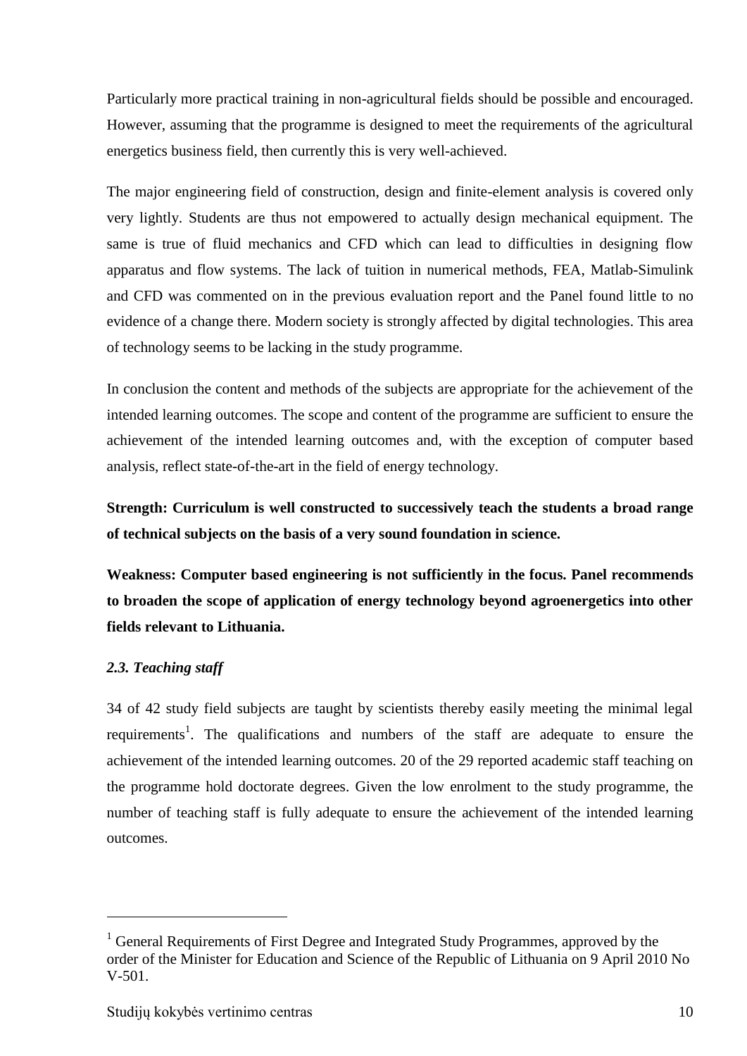Particularly more practical training in non-agricultural fields should be possible and encouraged. However, assuming that the programme is designed to meet the requirements of the agricultural energetics business field, then currently this is very well-achieved.

The major engineering field of construction, design and finite-element analysis is covered only very lightly. Students are thus not empowered to actually design mechanical equipment. The same is true of fluid mechanics and CFD which can lead to difficulties in designing flow apparatus and flow systems. The lack of tuition in numerical methods, FEA, Matlab-Simulink and CFD was commented on in the previous evaluation report and the Panel found little to no evidence of a change there. Modern society is strongly affected by digital technologies. This area of technology seems to be lacking in the study programme.

In conclusion the content and methods of the subjects are appropriate for the achievement of the intended learning outcomes. The scope and content of the programme are sufficient to ensure the achievement of the intended learning outcomes and, with the exception of computer based analysis, reflect state-of-the-art in the field of energy technology.

**Strength: Curriculum is well constructed to successively teach the students a broad range of technical subjects on the basis of a very sound foundation in science.**

**Weakness: Computer based engineering is not sufficiently in the focus. Panel recommends to broaden the scope of application of energy technology beyond agroenergetics into other fields relevant to Lithuania.**

### *2.3. Teaching staff*

34 of 42 study field subjects are taught by scientists thereby easily meeting the minimal legal requirements[1]. The qualifications and numbers of the staff are adequate to ensure the achievement of the intended learning outcomes. 20 of the 29 reported academic staff teaching on the programme hold doctorate degrees. Given the low enrolment to the study programme, the number of teaching staff is fully adequate to ensure the achievement of the intended learning outcomes.

---

[1] General Requirements of First Degree and Integrated Study Programmes, approved by the order of the Minister for Education and Science of the Republic of Lithuania on 9 April 2010 No V-501.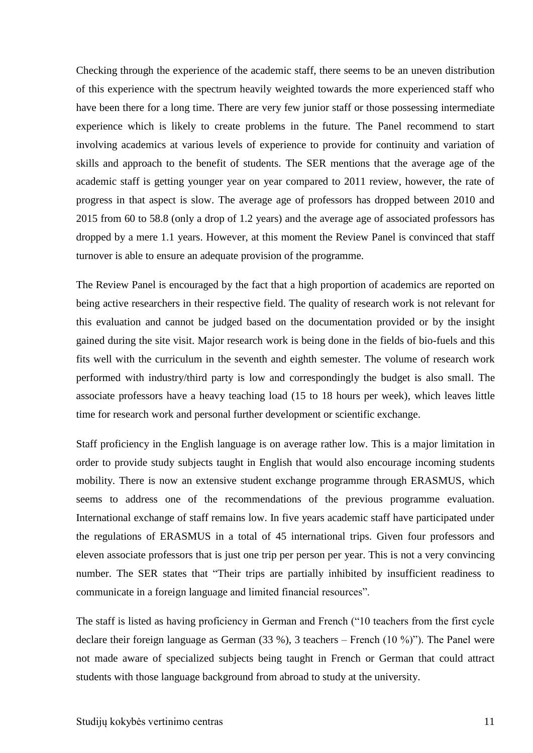Checking through the experience of the academic staff, there seems to be an uneven distribution of this experience with the spectrum heavily weighted towards the more experienced staff who have been there for a long time. There are very few junior staff or those possessing intermediate experience which is likely to create problems in the future. The Panel recommend to start involving academics at various levels of experience to provide for continuity and variation of skills and approach to the benefit of students. The SER mentions that the average age of the academic staff is getting younger year on year compared to 2011 review, however, the rate of progress in that aspect is slow. The average age of professors has dropped between 2010 and 2015 from 60 to 58.8 (only a drop of 1.2 years) and the average age of associated professors has dropped by a mere 1.1 years. However, at this moment the Review Panel is convinced that staff turnover is able to ensure an adequate provision of the programme.

The Review Panel is encouraged by the fact that a high proportion of academics are reported on being active researchers in their respective field. The quality of research work is not relevant for this evaluation and cannot be judged based on the documentation provided or by the insight gained during the site visit. Major research work is being done in the fields of bio-fuels and this fits well with the curriculum in the seventh and eighth semester. The volume of research work performed with industry/third party is low and correspondingly the budget is also small. The associate professors have a heavy teaching load (15 to 18 hours per week), which leaves little time for research work and personal further development or scientific exchange.

Staff proficiency in the English language is on average rather low. This is a major limitation in order to provide study subjects taught in English that would also encourage incoming students mobility. There is now an extensive student exchange programme through ERASMUS, which seems to address one of the recommendations of the previous programme evaluation. International exchange of staff remains low. In five years academic staff have participated under the regulations of ERASMUS in a total of 45 international trips. Given four professors and eleven associate professors that is just one trip per person per year. This is not a very convincing number. The SER states that "Their trips are partially inhibited by insufficient readiness to communicate in a foreign language and limited financial resources".

The staff is listed as having proficiency in German and French ("10 teachers from the first cycle declare their foreign language as German (33 %), 3 teachers – French (10 %)"). The Panel were not made aware of specialized subjects being taught in French or German that could attract students with those language background from abroad to study at the university.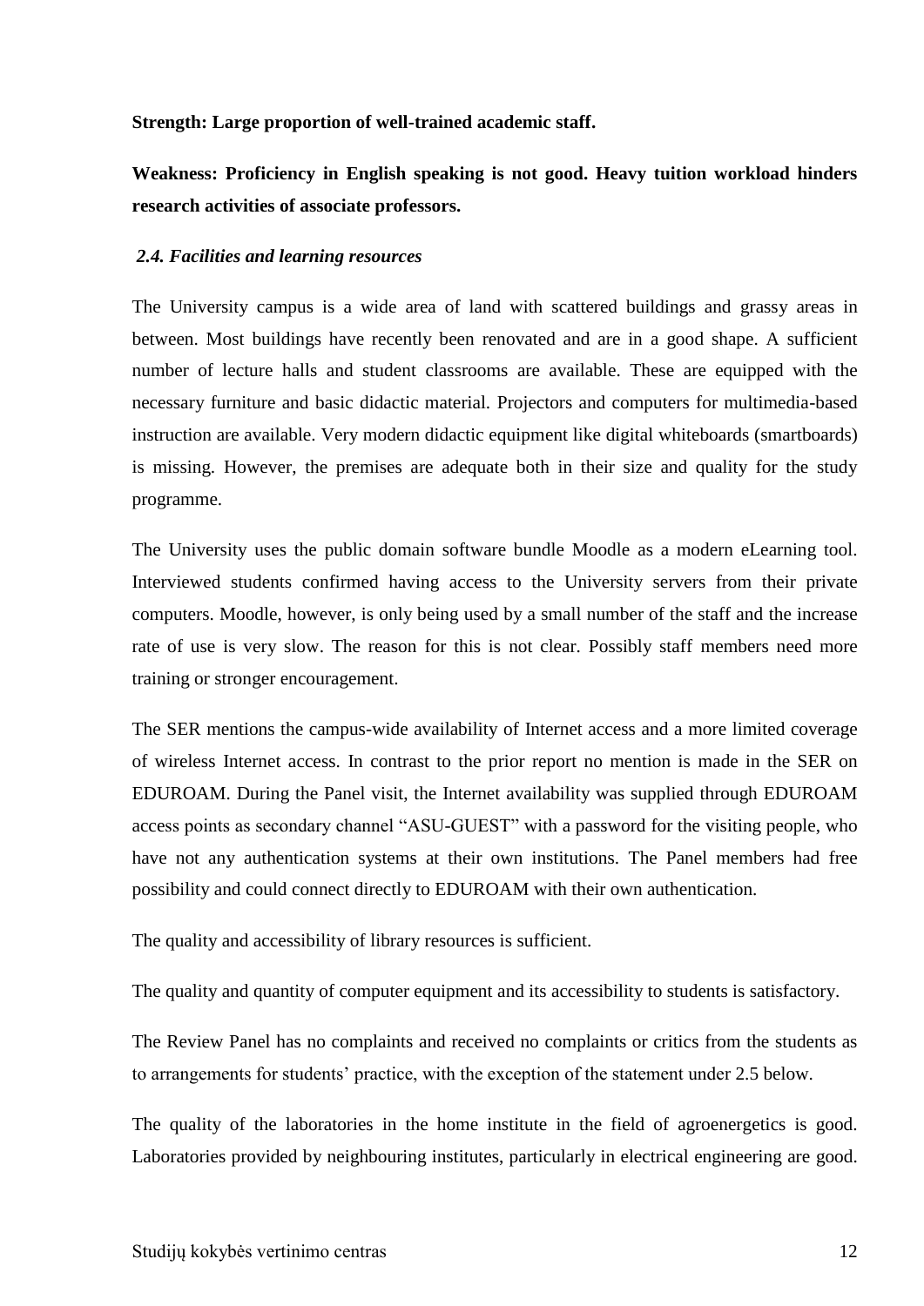**Strength: Large proportion of well-trained academic staff.**

**Weakness: Proficiency in English speaking is not good. Heavy tuition workload hinders research activities of associate professors.**

### *2.4. Facilities and learning resources*

The University campus is a wide area of land with scattered buildings and grassy areas in between. Most buildings have recently been renovated and are in a good shape. A sufficient number of lecture halls and student classrooms are available. These are equipped with the necessary furniture and basic didactic material. Projectors and computers for multimedia-based instruction are available. Very modern didactic equipment like digital whiteboards (smartboards) is missing. However, the premises are adequate both in their size and quality for the study programme.

The University uses the public domain software bundle Moodle as a modern eLearning tool. Interviewed students confirmed having access to the University servers from their private computers. Moodle, however, is only being used by a small number of the staff and the increase rate of use is very slow. The reason for this is not clear. Possibly staff members need more training or stronger encouragement.

The SER mentions the campus-wide availability of Internet access and a more limited coverage of wireless Internet access. In contrast to the prior report no mention is made in the SER on EDUROAM. During the Panel visit, the Internet availability was supplied through EDUROAM access points as secondary channel "ASU-GUEST" with a password for the visiting people, who have not any authentication systems at their own institutions. The Panel members had free possibility and could connect directly to EDUROAM with their own authentication.

The quality and accessibility of library resources is sufficient.

The quality and quantity of computer equipment and its accessibility to students is satisfactory.

The Review Panel has no complaints and received no complaints or critics from the students as to arrangements for students' practice, with the exception of the statement under 2.5 below.

The quality of the laboratories in the home institute in the field of agroenergetics is good. Laboratories provided by neighbouring institutes, particularly in electrical engineering are good.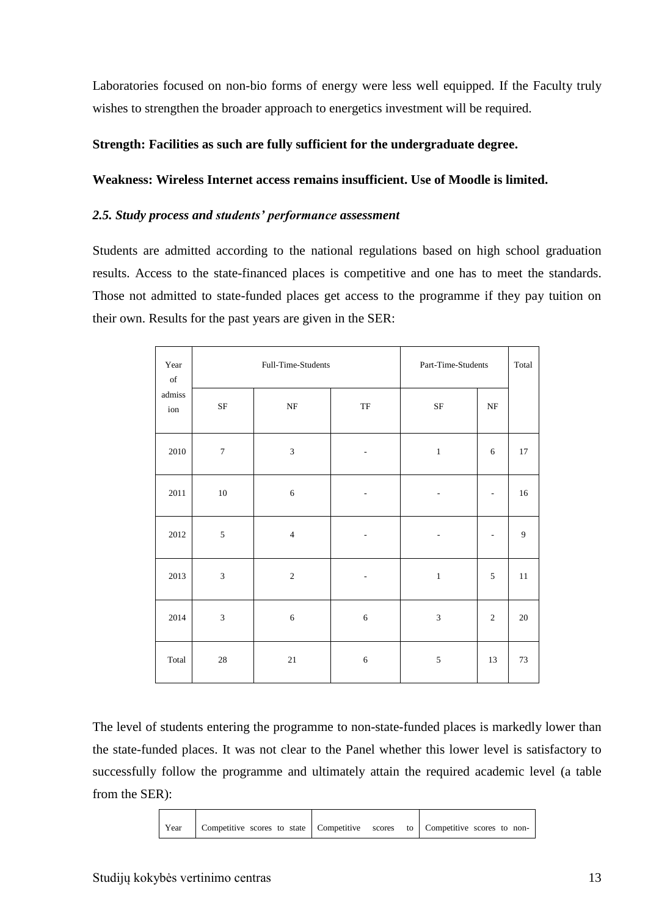Laboratories focused on non-bio forms of energy were less well equipped. If the Faculty truly wishes to strengthen the broader approach to energetics investment will be required.

**Strength: Facilities as such are fully sufficient for the undergraduate degree.**

**Weakness: Wireless Internet access remains insufficient. Use of Moodle is limited.**

### *2.5. Study process and students' performance assessment*

Students are admitted according to the national regulations based on high school graduation results. Access to the state-financed places is competitive and one has to meet the standards. Those not admitted to state-funded places get access to the programme if they pay tuition on their own. Results for the past years are given in the SER:

| Year of admission | Full-Time-Students | | | Part-Time-Students | | Total |
|---|---|---|---|---|---|---|
| | SF | NF | TF | SF | NF | |
| 2010 | 7 | 3 | - | 1 | 6 | 17 |
| 2011 | 10 | 6 | - | - | - | 16 |
| 2012 | 5 | 4 | - | - | - | 9 |
| 2013 | 3 | 2 | - | 1 | 5 | 11 |
| 2014 | 3 | 6 | 6 | 3 | 2 | 20 |
| Total | 28 | 21 | 6 | 5 | 13 | 73 |

The level of students entering the programme to non-state-funded places is markedly lower than the state-funded places. It was not clear to the Panel whether this lower level is satisfactory to successfully follow the programme and ultimately attain the required academic level (a table from the SER):

| Year | Competitive scores to state | Competitive scores to | Competitive scores to non- |
|---|---|---|---|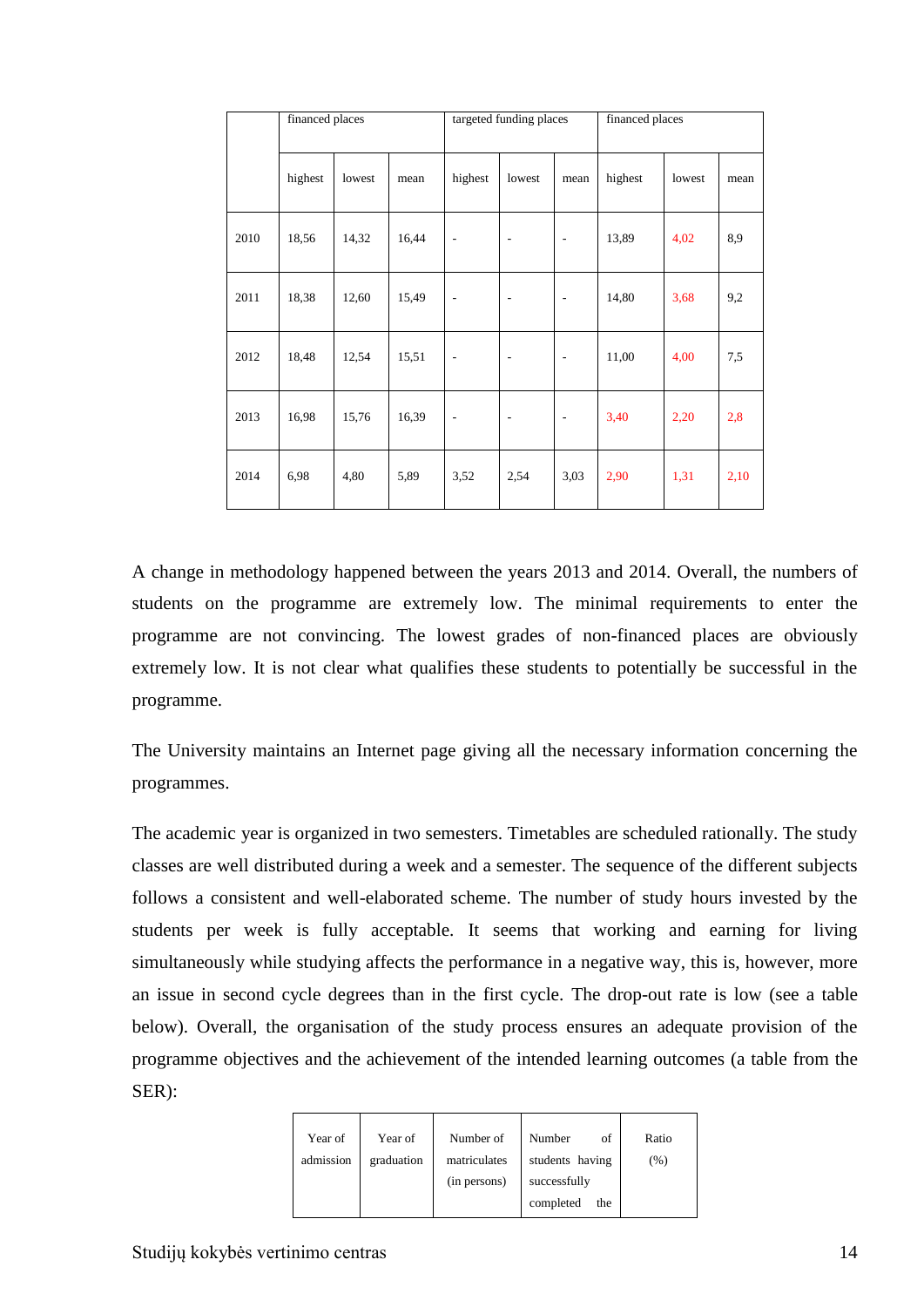| | financed places | | | targeted funding places | | | financed places | | |
|---|---|---|---|---|---|---|---|---|---|
| | highest | lowest | mean | highest | lowest | mean | highest | lowest | mean |
| 2010 | 18,56 | 14,32 | 16,44 | - | - | - | 13,89 | 4,02 | 8,9 |
| 2011 | 18,38 | 12,60 | 15,49 | - | - | - | 14,80 | 3,68 | 9,2 |
| 2012 | 18,48 | 12,54 | 15,51 | - | - | - | 11,00 | 4,00 | 7,5 |
| 2013 | 16,98 | 15,76 | 16,39 | - | - | - | 3,40 | 2,20 | 2,8 |
| 2014 | 6,98 | 4,80 | 5,89 | 3,52 | 2,54 | 3,03 | 2,90 | 1,31 | 2,10 |

A change in methodology happened between the years 2013 and 2014. Overall, the numbers of students on the programme are extremely low. The minimal requirements to enter the programme are not convincing. The lowest grades of non-financed places are obviously extremely low. It is not clear what qualifies these students to potentially be successful in the programme.

The University maintains an Internet page giving all the necessary information concerning the programmes.

The academic year is organized in two semesters. Timetables are scheduled rationally. The study classes are well distributed during a week and a semester. The sequence of the different subjects follows a consistent and well-elaborated scheme. The number of study hours invested by the students per week is fully acceptable. It seems that working and earning for living simultaneously while studying affects the performance in a negative way, this is, however, more an issue in second cycle degrees than in the first cycle. The drop-out rate is low (see a table below). Overall, the organisation of the study process ensures an adequate provision of the programme objectives and the achievement of the intended learning outcomes (a table from the SER):

| Year of admission | Year of graduation | Number of matriculates (in persons) | Number of students having successfully completed the | Ratio (%) |
|---|---|---|---|---|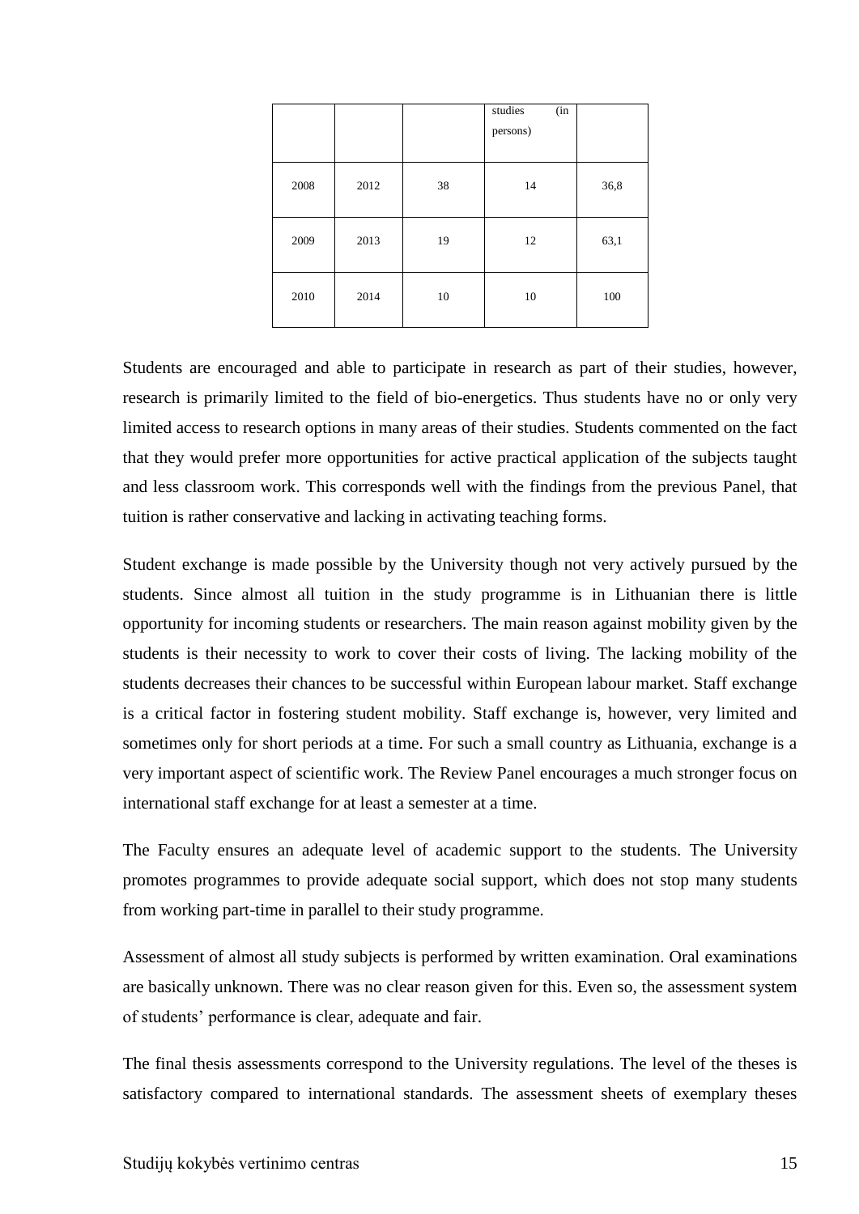| | | | studies (in persons) | |
|---|---|---|---|---|
| 2008 | 2012 | 38 | 14 | 36,8 |
| 2009 | 2013 | 19 | 12 | 63,1 |
| 2010 | 2014 | 10 | 10 | 100 |

Students are encouraged and able to participate in research as part of their studies, however, research is primarily limited to the field of bio-energetics. Thus students have no or only very limited access to research options in many areas of their studies. Students commented on the fact that they would prefer more opportunities for active practical application of the subjects taught and less classroom work. This corresponds well with the findings from the previous Panel, that tuition is rather conservative and lacking in activating teaching forms.

Student exchange is made possible by the University though not very actively pursued by the students. Since almost all tuition in the study programme is in Lithuanian there is little opportunity for incoming students or researchers. The main reason against mobility given by the students is their necessity to work to cover their costs of living. The lacking mobility of the students decreases their chances to be successful within European labour market. Staff exchange is a critical factor in fostering student mobility. Staff exchange is, however, very limited and sometimes only for short periods at a time. For such a small country as Lithuania, exchange is a very important aspect of scientific work. The Review Panel encourages a much stronger focus on international staff exchange for at least a semester at a time.

The Faculty ensures an adequate level of academic support to the students. The University promotes programmes to provide adequate social support, which does not stop many students from working part-time in parallel to their study programme.

Assessment of almost all study subjects is performed by written examination. Oral examinations are basically unknown. There was no clear reason given for this. Even so, the assessment system of students' performance is clear, adequate and fair.

The final thesis assessments correspond to the University regulations. The level of the theses is satisfactory compared to international standards. The assessment sheets of exemplary theses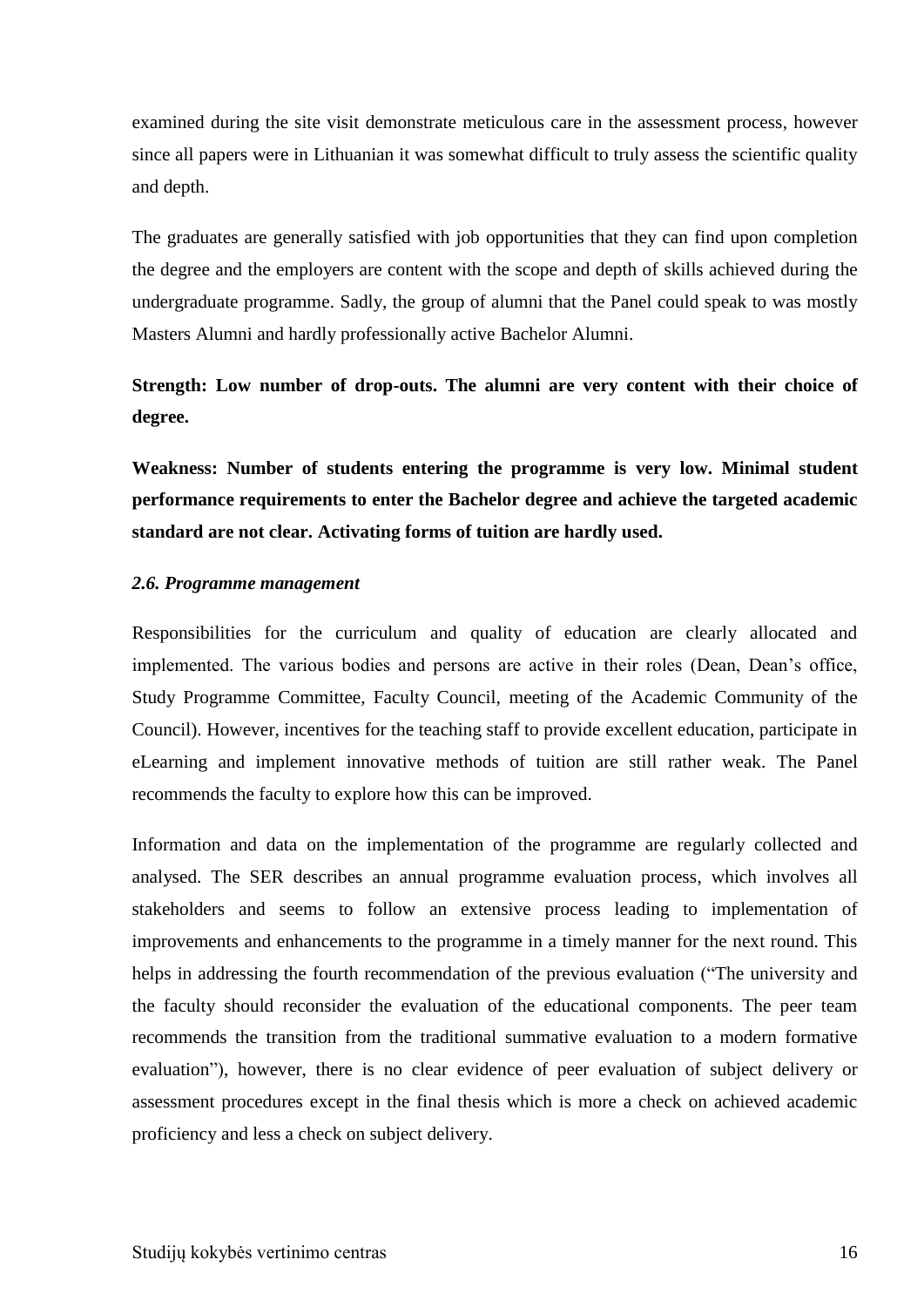examined during the site visit demonstrate meticulous care in the assessment process, however since all papers were in Lithuanian it was somewhat difficult to truly assess the scientific quality and depth.

The graduates are generally satisfied with job opportunities that they can find upon completion the degree and the employers are content with the scope and depth of skills achieved during the undergraduate programme. Sadly, the group of alumni that the Panel could speak to was mostly Masters Alumni and hardly professionally active Bachelor Alumni.

**Strength: Low number of drop-outs. The alumni are very content with their choice of degree.**

**Weakness: Number of students entering the programme is very low. Minimal student performance requirements to enter the Bachelor degree and achieve the targeted academic standard are not clear. Activating forms of tuition are hardly used.**

### *2.6. Programme management*

Responsibilities for the curriculum and quality of education are clearly allocated and implemented. The various bodies and persons are active in their roles (Dean, Dean's office, Study Programme Committee, Faculty Council, meeting of the Academic Community of the Council). However, incentives for the teaching staff to provide excellent education, participate in eLearning and implement innovative methods of tuition are still rather weak. The Panel recommends the faculty to explore how this can be improved.

Information and data on the implementation of the programme are regularly collected and analysed. The SER describes an annual programme evaluation process, which involves all stakeholders and seems to follow an extensive process leading to implementation of improvements and enhancements to the programme in a timely manner for the next round. This helps in addressing the fourth recommendation of the previous evaluation ("The university and the faculty should reconsider the evaluation of the educational components. The peer team recommends the transition from the traditional summative evaluation to a modern formative evaluation"), however, there is no clear evidence of peer evaluation of subject delivery or assessment procedures except in the final thesis which is more a check on achieved academic proficiency and less a check on subject delivery.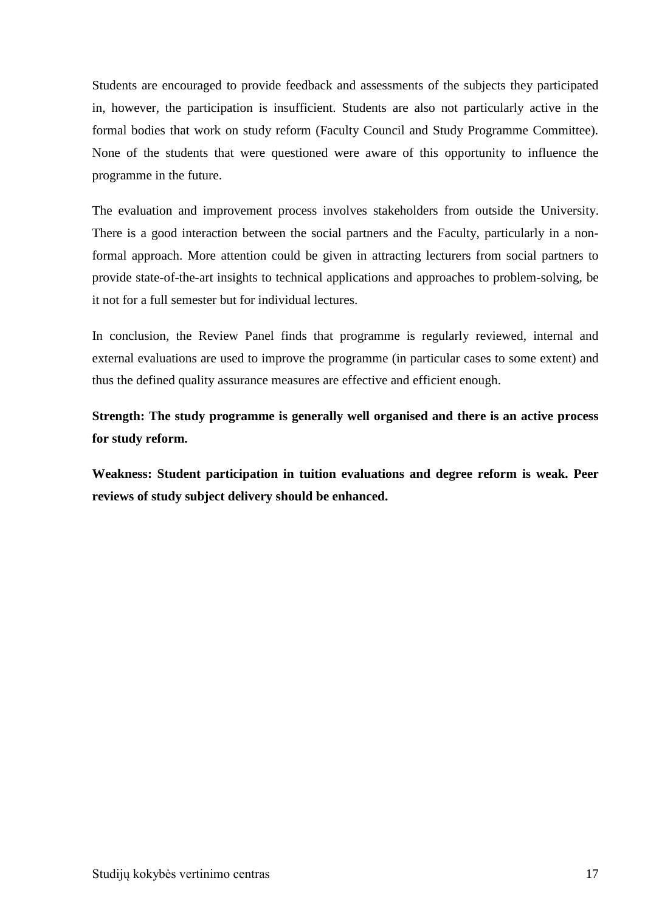Students are encouraged to provide feedback and assessments of the subjects they participated in, however, the participation is insufficient. Students are also not particularly active in the formal bodies that work on study reform (Faculty Council and Study Programme Committee). None of the students that were questioned were aware of this opportunity to influence the programme in the future.

The evaluation and improvement process involves stakeholders from outside the University. There is a good interaction between the social partners and the Faculty, particularly in a non-formal approach. More attention could be given in attracting lecturers from social partners to provide state-of-the-art insights to technical applications and approaches to problem-solving, be it not for a full semester but for individual lectures.

In conclusion, the Review Panel finds that programme is regularly reviewed, internal and external evaluations are used to improve the programme (in particular cases to some extent) and thus the defined quality assurance measures are effective and efficient enough.

**Strength: The study programme is generally well organised and there is an active process for study reform.**

**Weakness: Student participation in tuition evaluations and degree reform is weak. Peer reviews of study subject delivery should be enhanced.**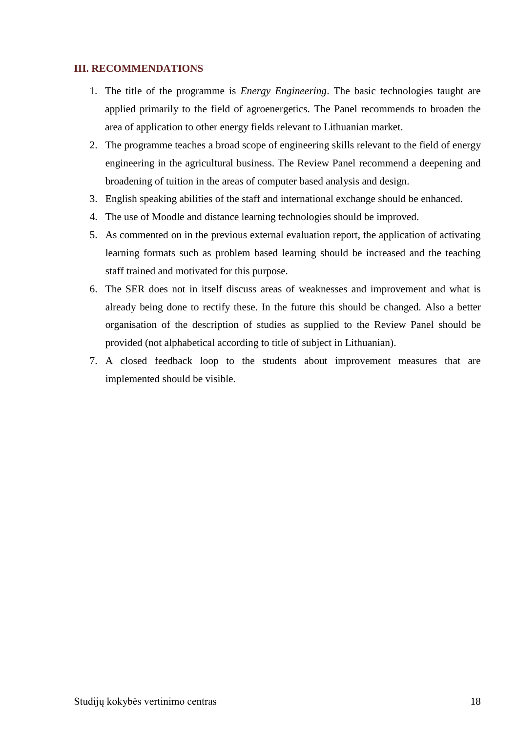## III. RECOMMENDATIONS

1. The title of the programme is *Energy Engineering*. The basic technologies taught are applied primarily to the field of agroenergetics. The Panel recommends to broaden the area of application to other energy fields relevant to Lithuanian market.
2. The programme teaches a broad scope of engineering skills relevant to the field of energy engineering in the agricultural business. The Review Panel recommend a deepening and broadening of tuition in the areas of computer based analysis and design.
3. English speaking abilities of the staff and international exchange should be enhanced.
4. The use of Moodle and distance learning technologies should be improved.
5. As commented on in the previous external evaluation report, the application of activating learning formats such as problem based learning should be increased and the teaching staff trained and motivated for this purpose.
6. The SER does not in itself discuss areas of weaknesses and improvement and what is already being done to rectify these. In the future this should be changed. Also a better organisation of the description of studies as supplied to the Review Panel should be provided (not alphabetical according to title of subject in Lithuanian).
7. A closed feedback loop to the students about improvement measures that are implemented should be visible.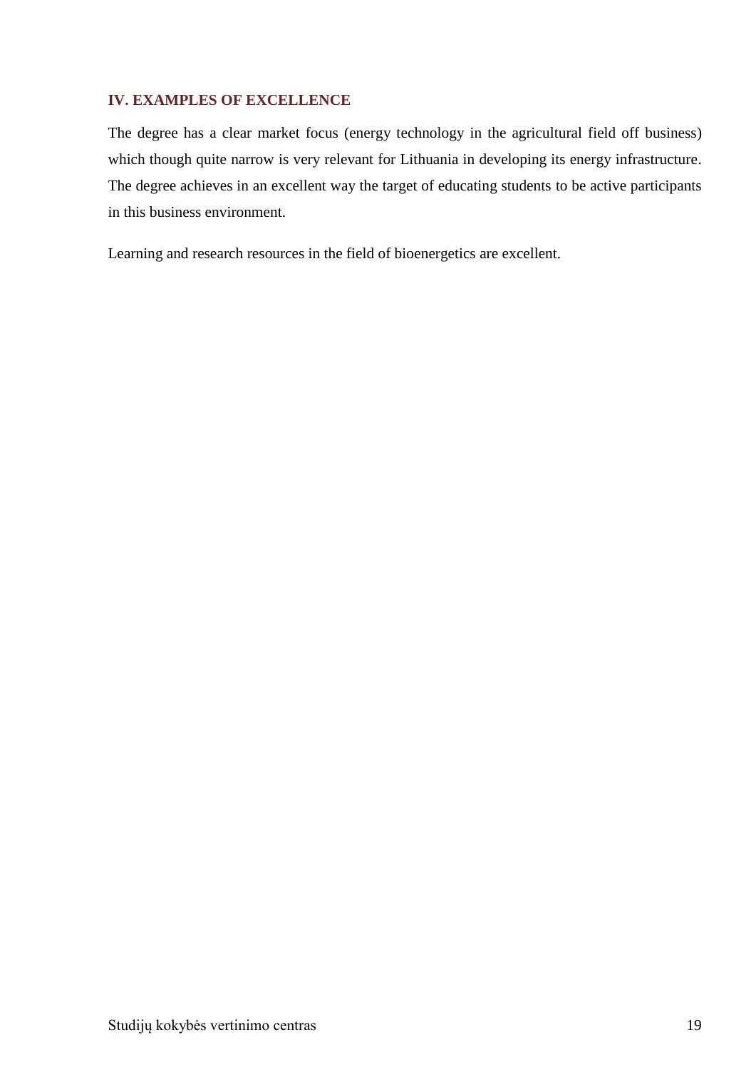## IV. EXAMPLES OF EXCELLENCE

The degree has a clear market focus (energy technology in the agricultural field off business) which though quite narrow is very relevant for Lithuania in developing its energy infrastructure. The degree achieves in an excellent way the target of educating students to be active participants in this business environment.

Learning and research resources in the field of bioenergetics are excellent.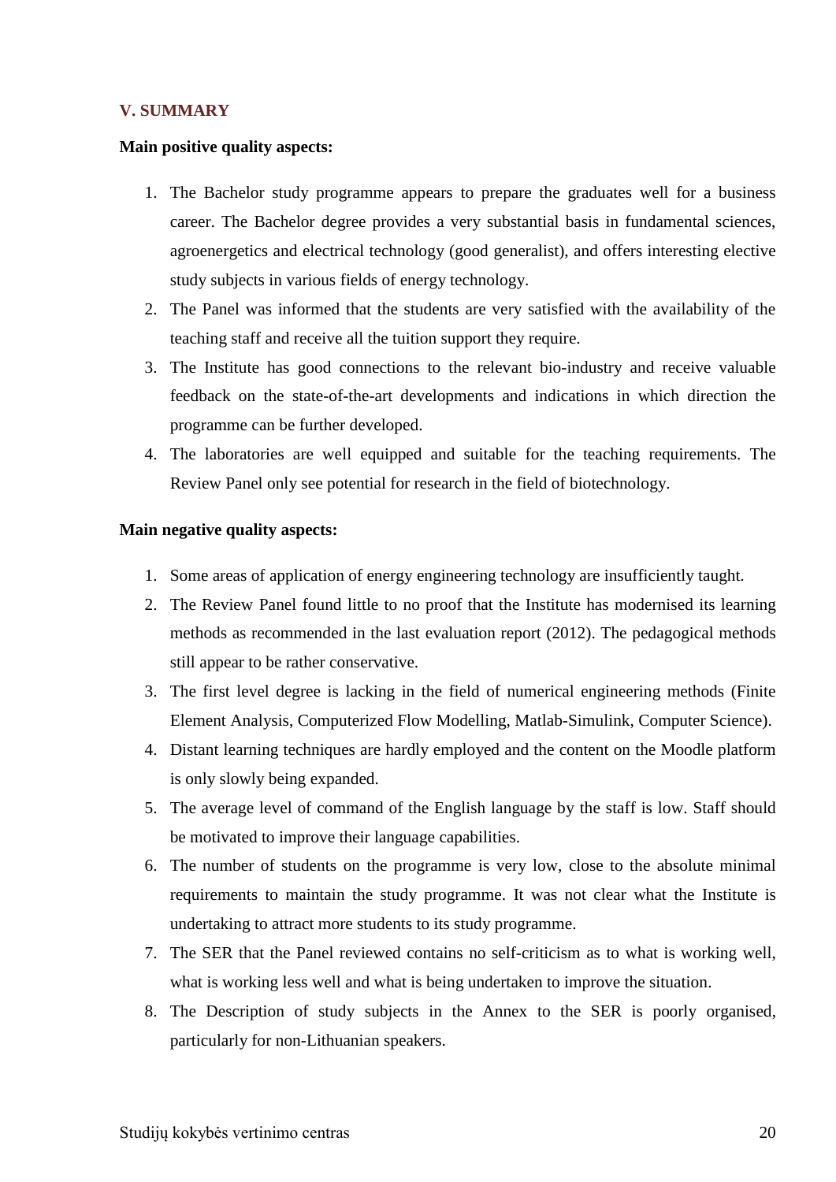## V. SUMMARY

**Main positive quality aspects:**

1. The Bachelor study programme appears to prepare the graduates well for a business career. The Bachelor degree provides a very substantial basis in fundamental sciences, agroenergetics and electrical technology (good generalist), and offers interesting elective study subjects in various fields of energy technology.
2. The Panel was informed that the students are very satisfied with the availability of the teaching staff and receive all the tuition support they require.
3. The Institute has good connections to the relevant bio-industry and receive valuable feedback on the state-of-the-art developments and indications in which direction the programme can be further developed.
4. The laboratories are well equipped and suitable for the teaching requirements. The Review Panel only see potential for research in the field of biotechnology.

**Main negative quality aspects:**

1. Some areas of application of energy engineering technology are insufficiently taught.
2. The Review Panel found little to no proof that the Institute has modernised its learning methods as recommended in the last evaluation report (2012). The pedagogical methods still appear to be rather conservative.
3. The first level degree is lacking in the field of numerical engineering methods (Finite Element Analysis, Computerized Flow Modelling, Matlab-Simulink, Computer Science).
4. Distant learning techniques are hardly employed and the content on the Moodle platform is only slowly being expanded.
5. The average level of command of the English language by the staff is low. Staff should be motivated to improve their language capabilities.
6. The number of students on the programme is very low, close to the absolute minimal requirements to maintain the study programme. It was not clear what the Institute is undertaking to attract more students to its study programme.
7. The SER that the Panel reviewed contains no self-criticism as to what is working well, what is working less well and what is being undertaken to improve the situation.
8. The Description of study subjects in the Annex to the SER is poorly organised, particularly for non-Lithuanian speakers.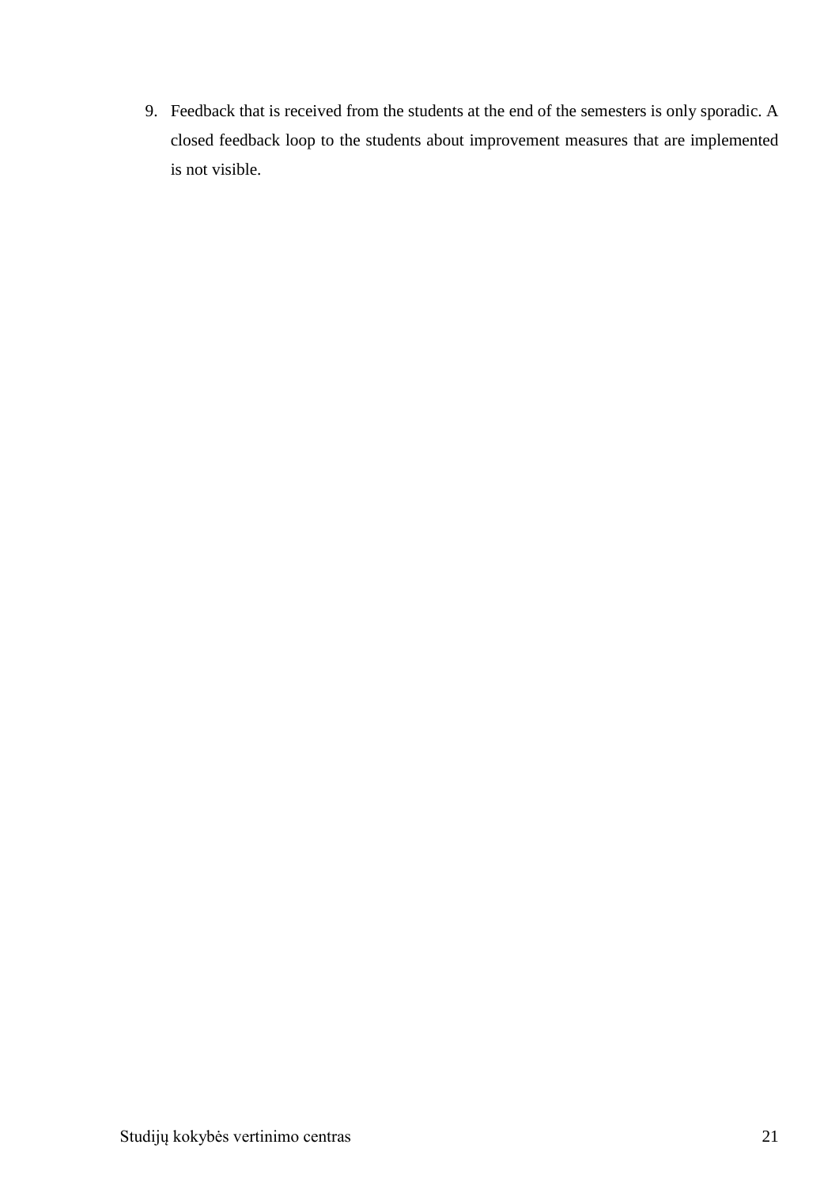9. Feedback that is received from the students at the end of the semesters is only sporadic. A closed feedback loop to the students about improvement measures that are implemented is not visible.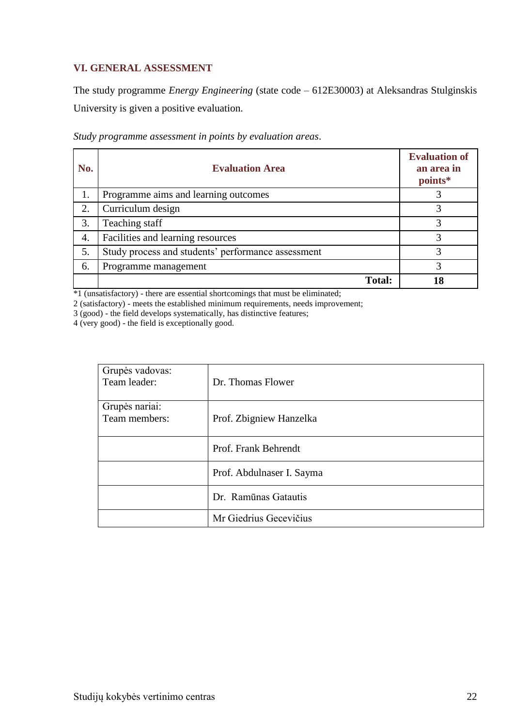## VI. GENERAL ASSESSMENT

The study programme *Energy Engineering* (state code – 612E30003) at Aleksandras Stulginskis University is given a positive evaluation.

*Study programme assessment in points by evaluation areas*.

| No. | Evaluation Area | Evaluation of an area in points* |
|---|---|---|
| 1. | Programme aims and learning outcomes | 3 |
| 2. | Curriculum design | 3 |
| 3. | Teaching staff | 3 |
| 4. | Facilities and learning resources | 3 |
| 5. | Study process and students' performance assessment | 3 |
| 6. | Programme management | 3 |
| | **Total:** | **18** |

*1 (unsatisfactory) - there are essential shortcomings that must be eliminated;
2 (satisfactory) - meets the established minimum requirements, needs improvement;
3 (good) - the field develops systematically, has distinctive features;
4 (very good) - the field is exceptionally good.

| | |
|---|---|
| Grupės vadovas: Team leader: | Dr. Thomas Flower |
| Grupės nariai: Team members: | Prof. Zbigniew Hanzelka |
| | Prof. Frank Behrendt |
| | Prof. Abdulnaser I. Sayma |
| | Dr. Ramūnas Gatautis |
| | Mr Giedrius Gecevičius |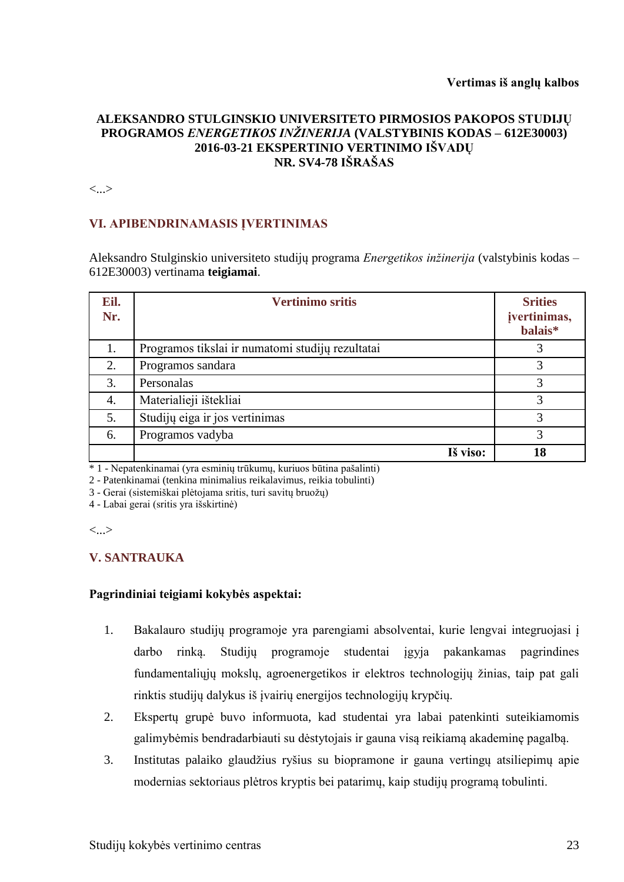**Vertimas iš anglų kalbos**

# ALEKSANDRO STULGINSKIO UNIVERSITETO PIRMOSIOS PAKOPOS STUDIJŲ PROGRAMOS *ENERGETIKOS INŽINERIJA* (VALSTYBINIS KODAS – 612E30003) 2016-03-21 EKSPERTINIO VERTINIMO IŠVADŲ NR. SV4-78 IŠRAŠAS

<...>

## VI. APIBENDRINAMASIS ĮVERTINIMAS

Aleksandro Stulginskio universiteto studijų programa *Energetikos inžinerija* (valstybinis kodas – 612E30003) vertinama **teigiamai**.

| Eil. Nr. | Vertinimo sritis | Srities įvertinimas, balais* |
|---|---|---|
| 1. | Programos tikslai ir numatomi studijų rezultatai | 3 |
| 2. | Programos sandara | 3 |
| 3. | Personalas | 3 |
| 4. | Materialieji ištekliai | 3 |
| 5. | Studijų eiga ir jos vertinimas | 3 |
| 6. | Programos vadyba | 3 |
| | **Iš viso:** | **18** |

\* 1 - Nepatenkinamai (yra esminių trūkumų, kuriuos būtina pašalinti)
2 - Patenkinamai (tenkina minimalius reikalavimus, reikia tobulinti)
3 - Gerai (sistemiškai plėtojama sritis, turi savitų bruožų)
4 - Labai gerai (sritis yra išskirtinė)

<...>

## V. SANTRAUKA

**Pagrindiniai teigiami kokybės aspektai:**

1. Bakalauro studijų programoje yra parengiami absolventai, kurie lengvai integruojasi į darbo rinką. Studijų programoje studentai įgyja pakankamas pagrindines fundamentaliųjų mokslų, agroenergetikos ir elektros technologijų žinias, taip pat gali rinktis studijų dalykus iš įvairių energijos technologijų krypčių.
2. Ekspertų grupė buvo informuota, kad studentai yra labai patenkinti suteikiamomis galimybėmis bendradarbiauti su dėstytojais ir gauna visą reikiamą akademinę pagalbą.
3. Institutas palaiko glaudžius ryšius su biopramone ir gauna vertingų atsiliepimų apie modernias sektoriaus plėtros kryptis bei patarimų, kaip studijų programą tobulinti.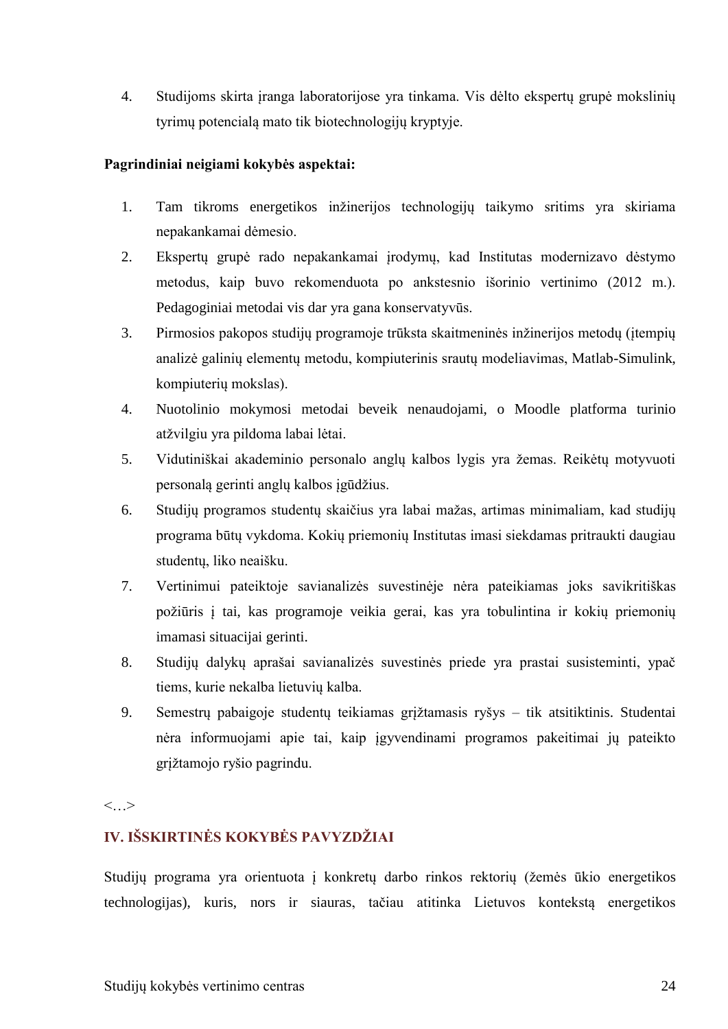4. Studijoms skirta įranga laboratorijose yra tinkama. Vis dėlto ekspertų grupė mokslinių tyrimų potencialą mato tik biotechnologijų kryptyje.

**Pagrindiniai neigiami kokybės aspektai:**

1. Tam tikroms energetikos inžinerijos technologijų taikymo sritims yra skiriama nepakankamai dėmesio.
2. Ekspertų grupė rado nepakankamai įrodymų, kad Institutas modernizavo dėstymo metodus, kaip buvo rekomenduota po ankstesnio išorinio vertinimo (2012 m.). Pedagoginiai metodai vis dar yra gana konservatyvūs.
3. Pirmosios pakopos studijų programoje trūksta skaitmeninės inžinerijos metodų (įtempių analizė galinių elementų metodu, kompiuterinis srautų modeliavimas, Matlab-Simulink, kompiuterių mokslas).
4. Nuotolinio mokymosi metodai beveik nenaudojami, o Moodle platforma turinio atžvilgiu yra pildoma labai lėtai.
5. Vidutiniškai akademinio personalo anglų kalbos lygis yra žemas. Reikėtų motyvuoti personalą gerinti anglų kalbos įgūdžius.
6. Studijų programos studentų skaičius yra labai mažas, artimas minimaliam, kad studijų programa būtų vykdoma. Kokių priemonių Institutas imasi siekdamas pritraukti daugiau studentų, liko neaišku.
7. Vertinimui pateiktoje savianalizės suvestinėje nėra pateikiamas joks savikritiškas požiūris į tai, kas programoje veikia gerai, kas yra tobulintina ir kokių priemonių imamasi situacijai gerinti.
8. Studijų dalykų aprašai savianalizės suvestinės priede yra prastai susisteminti, ypač tiems, kurie nekalba lietuvių kalba.
9. Semestrų pabaigoje studentų teikiamas grįžtamasis ryšys – tik atsitiktinis. Studentai nėra informuojami apie tai, kaip įgyvendinami programos pakeitimai jų pateikto grįžtamojo ryšio pagrindu.

<…>

## IV. IŠSKIRTINĖS KOKYBĖS PAVYZDŽIAI

Studijų programa yra orientuota į konkretų darbo rinkos rektorių (žemės ūkio energetikos technologijas), kuris, nors ir siauras, tačiau atitinka Lietuvos kontekstą energetikos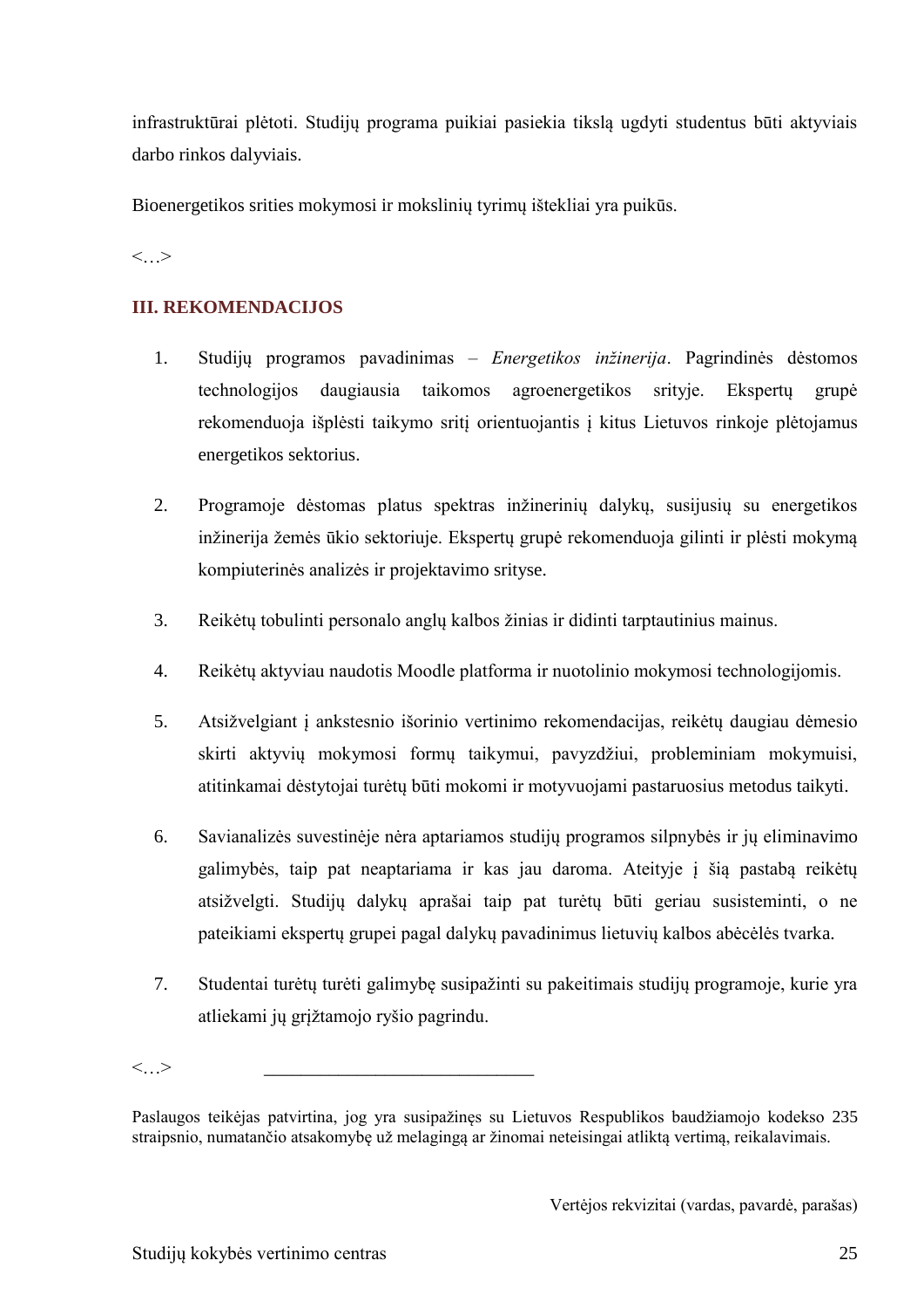infrastruktūrai plėtoti. Studijų programa puikiai pasiekia tikslą ugdyti studentus būti aktyviais darbo rinkos dalyviais.

Bioenergetikos srities mokymosi ir mokslinių tyrimų ištekliai yra puikūs.

<…>

## III. REKOMENDACIJOS

1. Studijų programos pavadinimas – *Energetikos inžinerija*. Pagrindinės dėstomos technologijos daugiausia taikomos agroenergetikos srityje. Ekspertų grupė rekomenduoja išplėsti taikymo sritį orientuojantis į kitus Lietuvos rinkoje plėtojamus energetikos sektorius.

2. Programoje dėstomas platus spektras inžinerinių dalykų, susijusių su energetikos inžinerija žemės ūkio sektoriuje. Ekspertų grupė rekomenduoja gilinti ir plėsti mokymą kompiuterinės analizės ir projektavimo srityse.

3. Reikėtų tobulinti personalo anglų kalbos žinias ir didinti tarptautinius mainus.

4. Reikėtų aktyviau naudotis Moodle platforma ir nuotolinio mokymosi technologijomis.

5. Atsižvelgiant į ankstesnio išorinio vertinimo rekomendacijas, reikėtų daugiau dėmesio skirti aktyvių mokymosi formų taikymui, pavyzdžiui, probleminiam mokymuisi, atitinkamai dėstytojai turėtų būti mokomi ir motyvuojami pastaruosius metodus taikyti.

6. Savianalizės suvestinėje nėra aptariamos studijų programos silpnybės ir jų eliminavimo galimybės, taip pat neaptariama ir kas jau daroma. Ateityje į šią pastabą reikėtų atsižvelgti. Studijų dalykų aprašai taip pat turėtų būti geriau susisteminti, o ne pateikiami ekspertų grupei pagal dalykų pavadinimus lietuvių kalbos abėcėlės tvarka.

7. Studentai turėtų turėti galimybę susipažinti su pakeitimais studijų programoje, kurie yra atliekami jų grįžtamojo ryšio pagrindu.

<…> ______________________________

Paslaugos teikėjas patvirtina, jog yra susipažinęs su Lietuvos Respublikos baudžiamojo kodekso 235 straipsnio, numatančio atsakomybę už melagingą ar žinomai neteisingai atliktą vertimą, reikalavimais.

Vertėjos rekvizitai (vardas, pavardė, parašas)